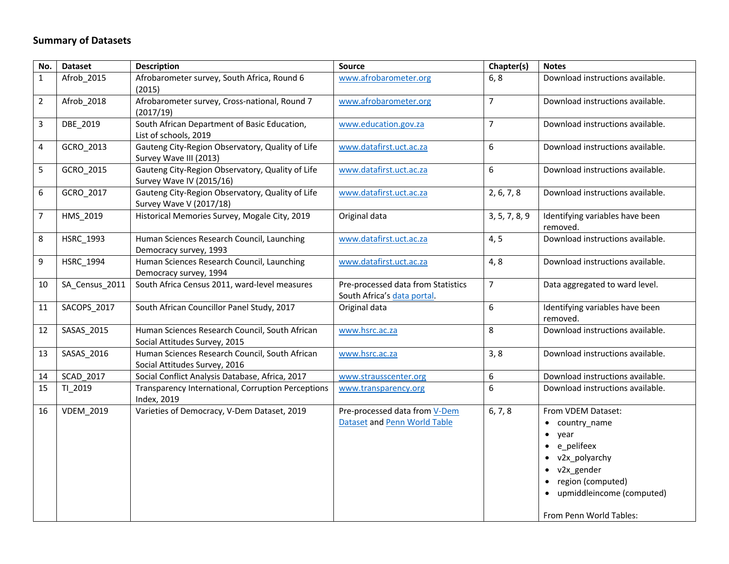## Summary of Datasets

| No. | Dataset | Description | Source | Chapter(s) | Notes |
|---|---|---|---|---|---|
| 1 | Afrob_2015 | Afrobarometer survey, South Africa, Round 6 (2015) | www.afrobarometer.org | 6, 8 | Download instructions available. |
| 2 | Afrob_2018 | Afrobarometer survey, Cross-national, Round 7 (2017/19) | www.afrobarometer.org | 7 | Download instructions available. |
| 3 | DBE_2019 | South African Department of Basic Education, List of schools, 2019 | www.education.gov.za | 7 | Download instructions available. |
| 4 | GCRO_2013 | Gauteng City-Region Observatory, Quality of Life Survey Wave III (2013) | www.datafirst.uct.ac.za | 6 | Download instructions available. |
| 5 | GCRO_2015 | Gauteng City-Region Observatory, Quality of Life Survey Wave IV (2015/16) | www.datafirst.uct.ac.za | 6 | Download instructions available. |
| 6 | GCRO_2017 | Gauteng City-Region Observatory, Quality of Life Survey Wave V (2017/18) | www.datafirst.uct.ac.za | 2, 6, 7, 8 | Download instructions available. |
| 7 | HMS_2019 | Historical Memories Survey, Mogale City, 2019 | Original data | 3, 5, 7, 8, 9 | Identifying variables have been removed. |
| 8 | HSRC_1993 | Human Sciences Research Council, Launching Democracy survey, 1993 | www.datafirst.uct.ac.za | 4, 5 | Download instructions available. |
| 9 | HSRC_1994 | Human Sciences Research Council, Launching Democracy survey, 1994 | www.datafirst.uct.ac.za | 4, 8 | Download instructions available. |
| 10 | SA_Census_2011 | South Africa Census 2011, ward-level measures | Pre-processed data from Statistics South Africa's data portal. | 7 | Data aggregated to ward level. |
| 11 | SACOPS_2017 | South African Councillor Panel Study, 2017 | Original data | 6 | Identifying variables have been removed. |
| 12 | SASAS_2015 | Human Sciences Research Council, South African Social Attitudes Survey, 2015 | www.hsrc.ac.za | 8 | Download instructions available. |
| 13 | SASAS_2016 | Human Sciences Research Council, South African Social Attitudes Survey, 2016 | www.hsrc.ac.za | 3, 8 | Download instructions available. |
| 14 | SCAD_2017 | Social Conflict Analysis Database, Africa, 2017 | www.strausscenter.org | 6 | Download instructions available. |
| 15 | TI_2019 | Transparency International, Corruption Perceptions Index, 2019 | www.transparency.org | 6 | Download instructions available. |
| 16 | VDEM_2019 | Varieties of Democracy, V-Dem Dataset, 2019 | Pre-processed data from V-Dem Dataset and Penn World Table | 6, 7, 8 | From VDEM Dataset: • country_name • year • e_pelifeex • v2x_polyarchy • v2x_gender • region (computed) • upmiddleincome (computed) <br><br> From Penn World Tables: |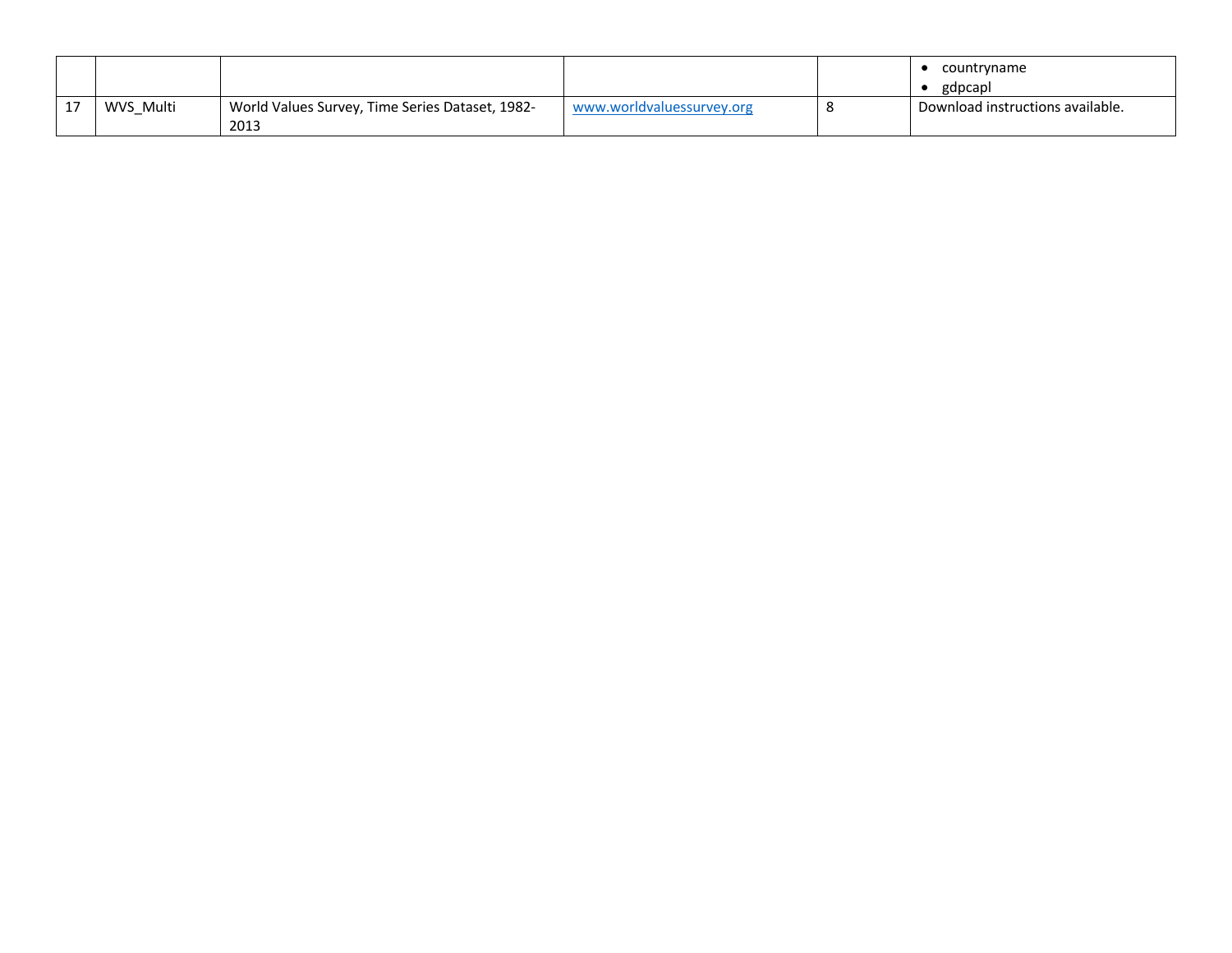| | | | | | |
|---|---|---|---|---|---|
| | | | | | • countryname<br>• gdpcapl |
| 17 | WVS_Multi | World Values Survey, Time Series Dataset, 1982-2013 | www.worldvaluessurvey.org | 8 | Download instructions available. |